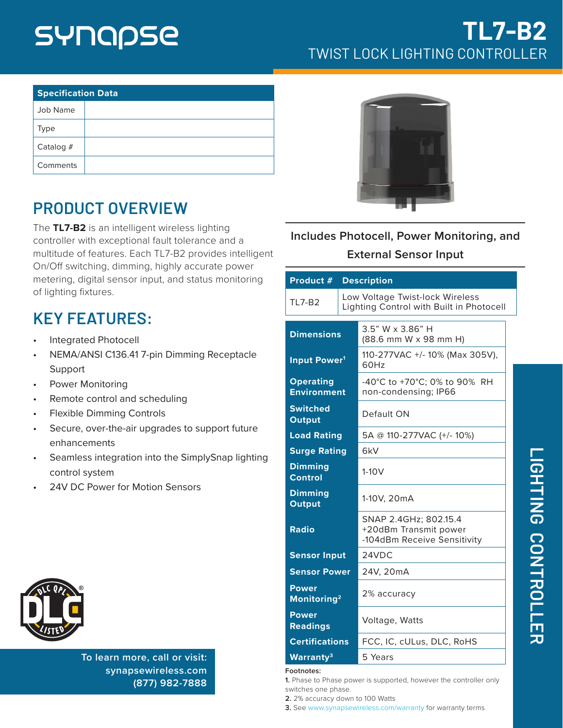# TL7-B2

## TWIST LOCK LIGHTING CONTROLLER

| Specification Data | |
|---|---|
| Job Name | |
| Type | |
| Catalog # | |
| Comments | |

## PRODUCT OVERVIEW

The **TL7-B2** is an intelligent wireless lighting controller with exceptional fault tolerance and a multitude of features. Each TL7-B2 provides intelligent On/Off switching, dimming, highly accurate power metering, digital sensor input, and status monitoring of lighting fixtures.

## KEY FEATURES:

- Integrated Photocell
- NEMA/ANSI C136.41 7-pin Dimming Receptacle Support
- Power Monitoring
- Remote control and scheduling
- Flexible Dimming Controls
- Secure, over-the-air upgrades to support future enhancements
- Seamless integration into the SimplySnap lighting control system
- 24V DC Power for Motion Sensors

To learn more, call or visit:
synapsewireless.com
(877) 982-7888

### Includes Photocell, Power Monitoring, and External Sensor Input

| Product # | Description |
|---|---|
| TL7-B2 | Low Voltage Twist-lock Wireless Lighting Control with Built in Photocell |

| | |
|---|---|
| **Dimensions** | 3.5" W x 3.86" H (88.6 mm W x 98 mm H) |
| **Input Power[1]** | 110-277VAC +/- 10% (Max 305V), 60Hz |
| **Operating Environment** | -40°C to +70°C; 0% to 90% RH non-condensing; IP66 |
| **Switched Output** | Default ON |
| **Load Rating** | 5A @ 110-277VAC (+/- 10%) |
| **Surge Rating** | 6kV |
| **Dimming Control** | 1-10V |
| **Dimming Output** | 1-10V, 20mA |
| **Radio** | SNAP 2.4GHz; 802.15.4 +20dBm Transmit power -104dBm Receive Sensitivity |
| **Sensor Input** | 24VDC |
| **Sensor Power** | 24V, 20mA |
| **Power Monitoring[2]** | 2% accuracy |
| **Power Readings** | Voltage, Watts |
| **Certifications** | FCC, IC, cULus, DLC, RoHS |
| **Warranty[3]** | 5 Years |

**Footnotes:**

**1.** Phase to Phase power is supported, however the controller only switches one phase.

**2.** 2% accuracy down to 100 Watts

**3.** See www.synapsewireless.com/warranty for warranty terms

LIGHTING CONTROLLER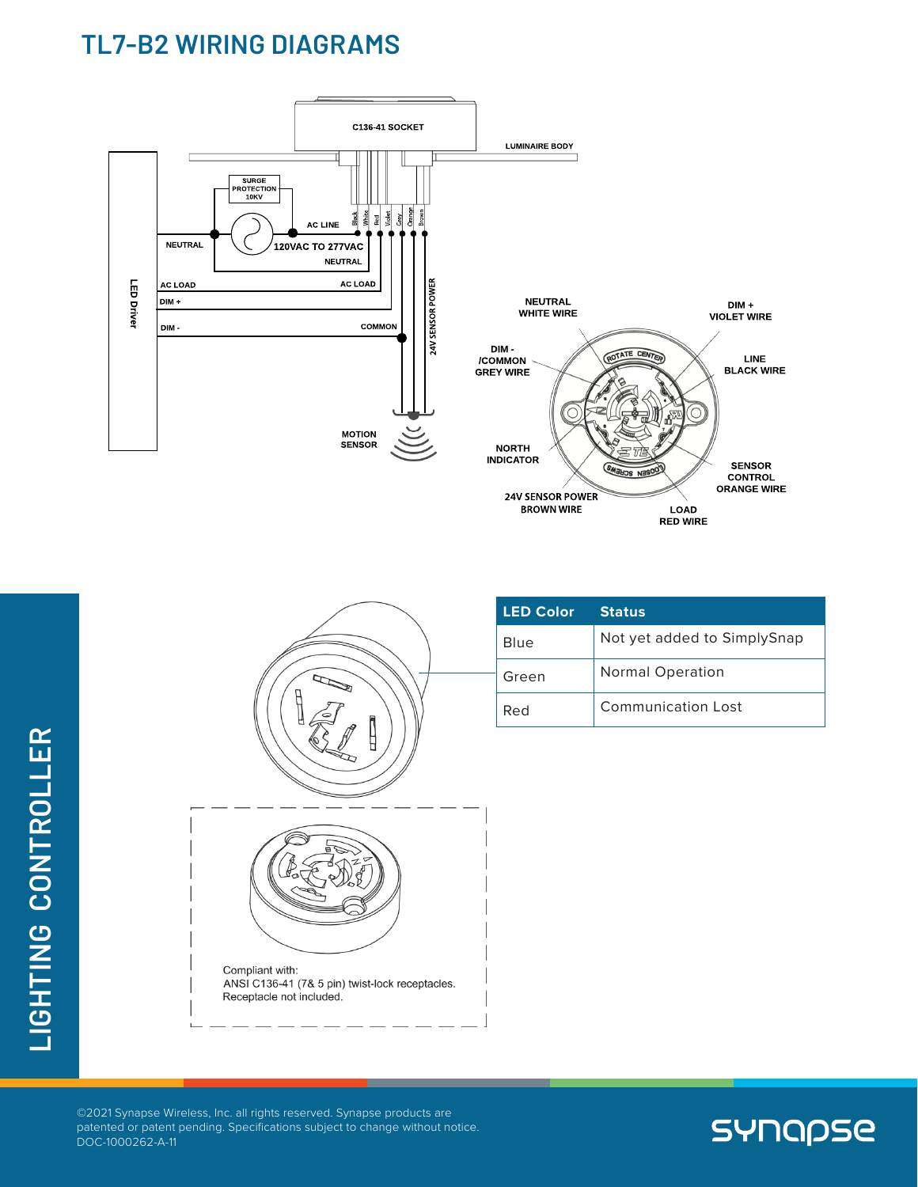# TL7-B2 WIRING DIAGRAMS

C136-41 SOCKET

LUMINAIRE BODY

LED Driver

SURGE PROTECTION 10KV

NEUTRAL

AC LINE

120VAC TO 277VAC

NEUTRAL

AC LOAD

AC LOAD

DIM +

DIM -

COMMON

24V SENSOR POWER

Black White Red Violet Grey Orange Brown

MOTION SENSOR

NEUTRAL WHITE WIRE

DIM + VIOLET WIRE

DIM - /COMMON GREY WIRE

LINE BLACK WIRE

NORTH INDICATOR

SENSOR CONTROL ORANGE WIRE

24V SENSOR POWER BROWN WIRE

LOAD RED WIRE

ROTATE CENTER

LOOSEN SCREWS

| LED Color | Status |
|---|---|
| Blue | Not yet added to SimplySnap |
| Green | Normal Operation |
| Red | Communication Lost |

Compliant with:
ANSI C136-41 (7& 5 pin) twist-lock receptacles.
Receptacle not included.

LIGHTING CONTROLLER

©2021 Synapse Wireless, Inc. all rights reserved. Synapse products are patented or patent pending. Specifications subject to change without notice.
DOC-1000262-A-11

synapse